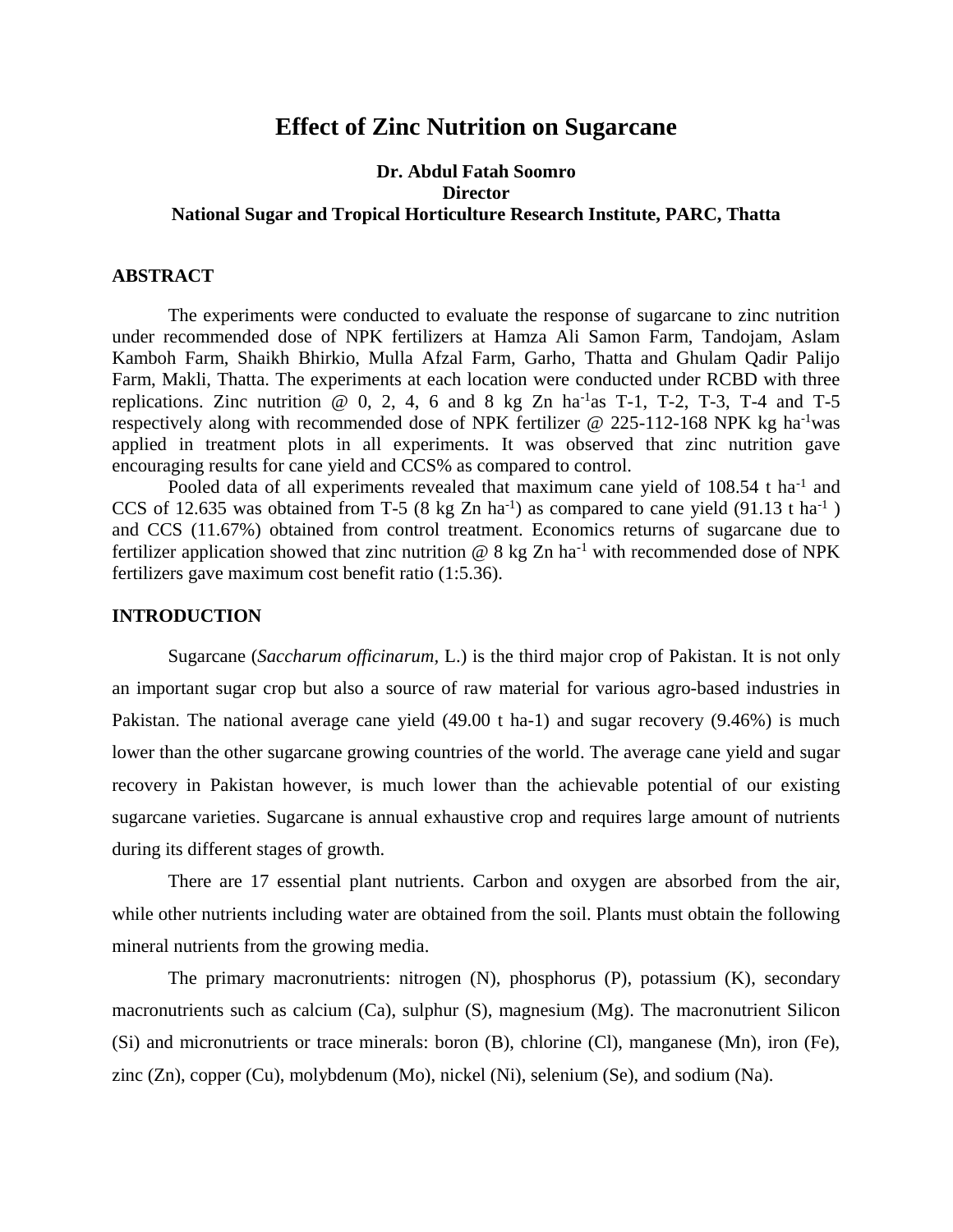# Effect of Zinc Nutrition on Sugarcane

**Dr. Abdul Fatah Soomro**
**Director**
**National Sugar and Tropical Horticulture Research Institute, PARC, Thatta**

## ABSTRACT

The experiments were conducted to evaluate the response of sugarcane to zinc nutrition under recommended dose of NPK fertilizers at Hamza Ali Samon Farm, Tandojam, Aslam Kamboh Farm, Shaikh Bhirkio, Mulla Afzal Farm, Garho, Thatta and Ghulam Qadir Palijo Farm, Makli, Thatta. The experiments at each location were conducted under RCBD with three replications. Zinc nutrition @ 0, 2, 4, 6 and 8 kg Zn $ha^{-1}$as T-1, T-2, T-3, T-4 and T-5 respectively along with recommended dose of NPK fertilizer @ 225-112-168 NPK kg $ha^{-1}$was applied in treatment plots in all experiments. It was observed that zinc nutrition gave encouraging results for cane yield and CCS% as compared to control.

Pooled data of all experiments revealed that maximum cane yield of 108.54 t $ha^{-1}$ and CCS of 12.635 was obtained from T-5 (8 kg Zn $ha^{-1}$) as compared to cane yield (91.13 t $ha^{-1}$ ) and CCS (11.67%) obtained from control treatment. Economics returns of sugarcane due to fertilizer application showed that zinc nutrition @ 8 kg Zn $ha^{-1}$ with recommended dose of NPK fertilizers gave maximum cost benefit ratio (1:5.36).

## INTRODUCTION

Sugarcane (*Saccharum officinarum,* L.) is the third major crop of Pakistan. It is not only an important sugar crop but also a source of raw material for various agro-based industries in Pakistan. The national average cane yield (49.00 t ha-1) and sugar recovery (9.46%) is much lower than the other sugarcane growing countries of the world. The average cane yield and sugar recovery in Pakistan however, is much lower than the achievable potential of our existing sugarcane varieties. Sugarcane is annual exhaustive crop and requires large amount of nutrients during its different stages of growth.

There are 17 essential plant nutrients. Carbon and oxygen are absorbed from the air, while other nutrients including water are obtained from the soil. Plants must obtain the following mineral nutrients from the growing media.

The primary macronutrients: nitrogen (N), phosphorus (P), potassium (K), secondary macronutrients such as calcium (Ca), sulphur (S), magnesium (Mg). The macronutrient Silicon (Si) and micronutrients or trace minerals: boron (B), chlorine (Cl), manganese (Mn), iron (Fe), zinc (Zn), copper (Cu), molybdenum (Mo), nickel (Ni), selenium (Se), and sodium (Na).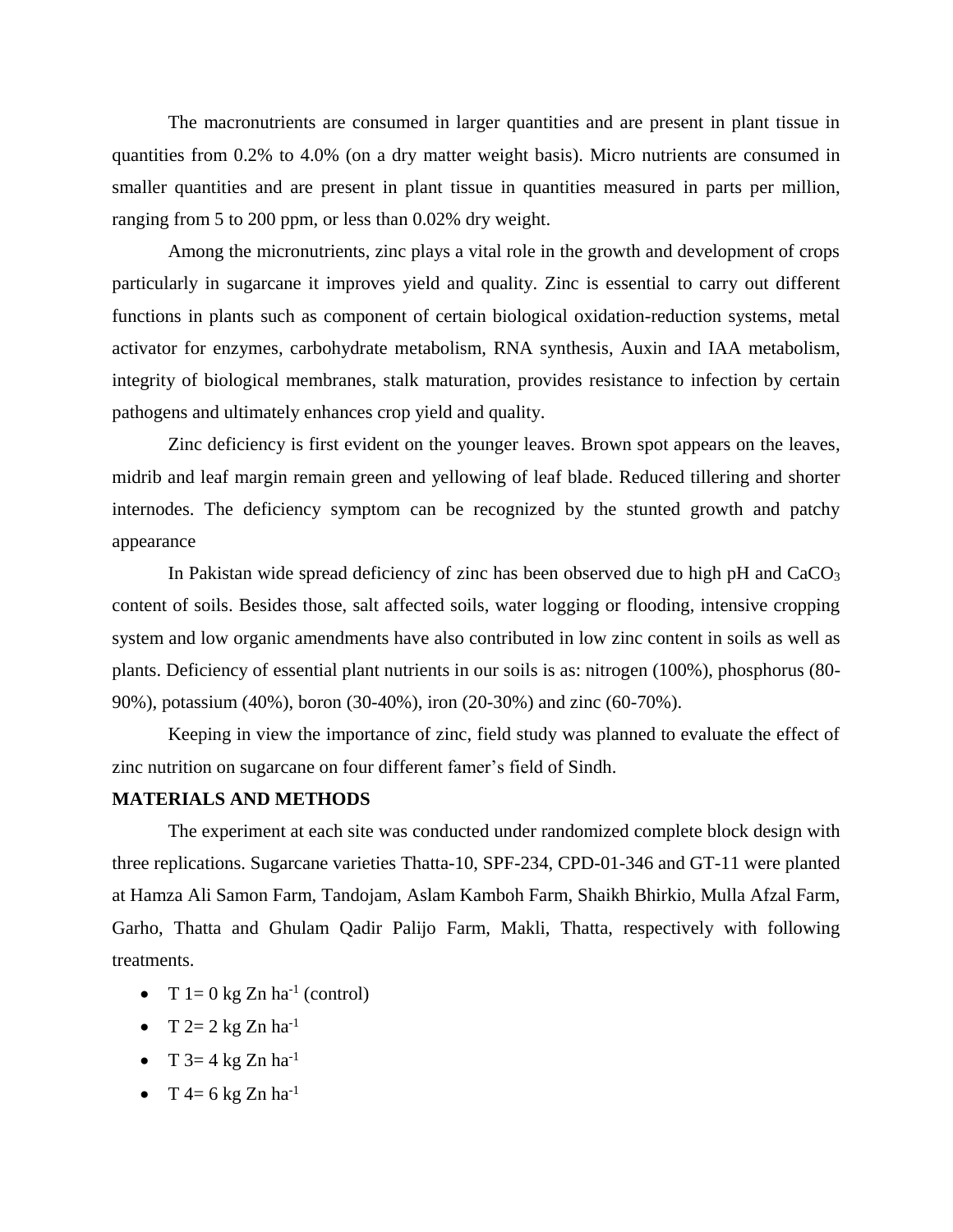The macronutrients are consumed in larger quantities and are present in plant tissue in quantities from 0.2% to 4.0% (on a dry matter weight basis). Micro nutrients are consumed in smaller quantities and are present in plant tissue in quantities measured in parts per million, ranging from 5 to 200 ppm, or less than 0.02% dry weight.

Among the micronutrients, zinc plays a vital role in the growth and development of crops particularly in sugarcane it improves yield and quality. Zinc is essential to carry out different functions in plants such as component of certain biological oxidation-reduction systems, metal activator for enzymes, carbohydrate metabolism, RNA synthesis, Auxin and IAA metabolism, integrity of biological membranes, stalk maturation, provides resistance to infection by certain pathogens and ultimately enhances crop yield and quality.

Zinc deficiency is first evident on the younger leaves. Brown spot appears on the leaves, midrib and leaf margin remain green and yellowing of leaf blade. Reduced tillering and shorter internodes. The deficiency symptom can be recognized by the stunted growth and patchy appearance

In Pakistan wide spread deficiency of zinc has been observed due to high pH and $CaCO_3$ content of soils. Besides those, salt affected soils, water logging or flooding, intensive cropping system and low organic amendments have also contributed in low zinc content in soils as well as plants. Deficiency of essential plant nutrients in our soils is as: nitrogen (100%), phosphorus (80-90%), potassium (40%), boron (30-40%), iron (20-30%) and zinc (60-70%).

Keeping in view the importance of zinc, field study was planned to evaluate the effect of zinc nutrition on sugarcane on four different famer's field of Sindh.

**MATERIALS AND METHODS**

The experiment at each site was conducted under randomized complete block design with three replications. Sugarcane varieties Thatta-10, SPF-234, CPD-01-346 and GT-11 were planted at Hamza Ali Samon Farm, Tandojam, Aslam Kamboh Farm, Shaikh Bhirkio, Mulla Afzal Farm, Garho, Thatta and Ghulam Qadir Palijo Farm, Makli, Thatta, respectively with following treatments.

- T 1= 0 kg Zn $ha^{-1}$ (control)
- T 2= 2 kg Zn $ha^{-1}$
- T 3= 4 kg Zn $ha^{-1}$
- T 4= 6 kg Zn $ha^{-1}$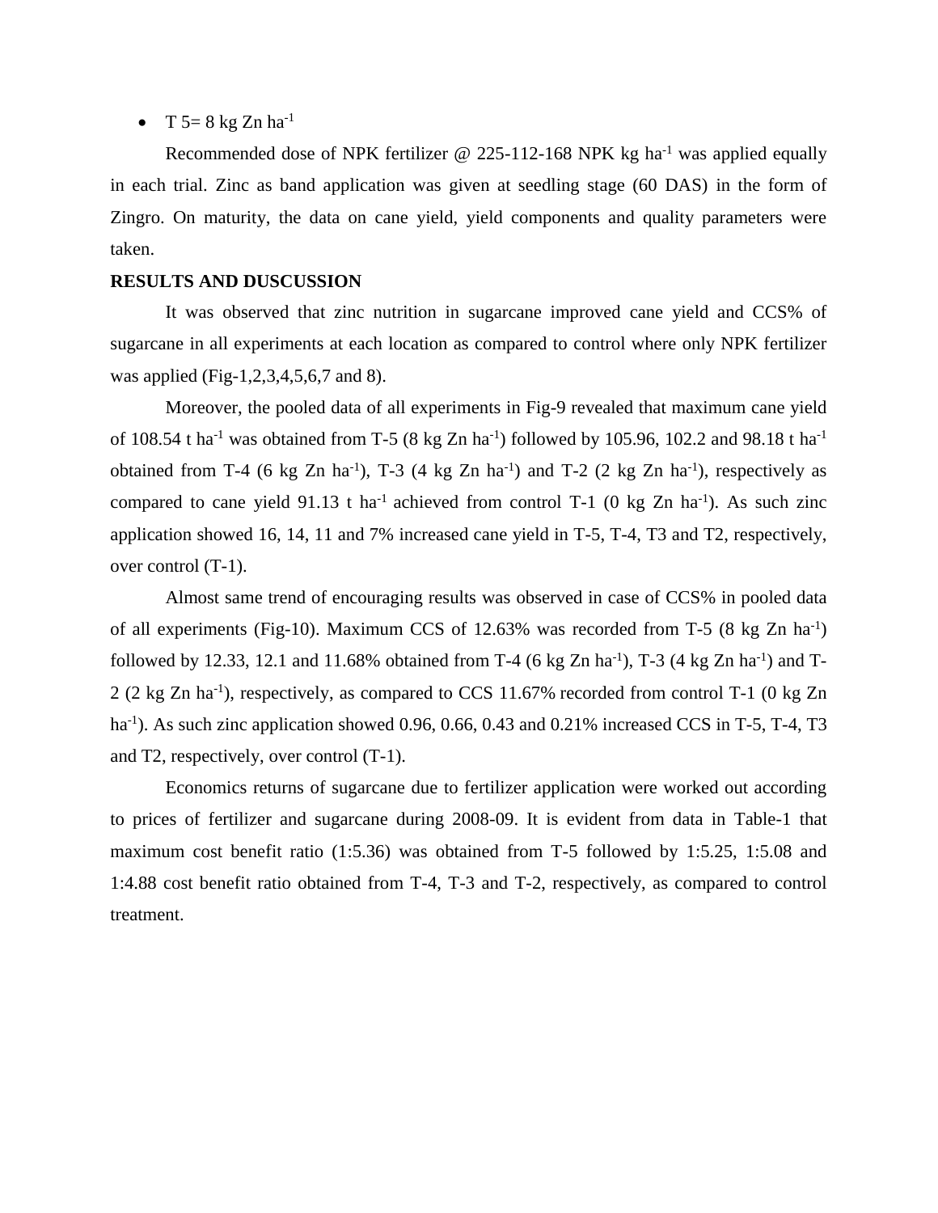- T 5= 8 kg Zn ha$^{-1}$

Recommended dose of NPK fertilizer @ 225-112-168 NPK kg ha$^{-1}$ was applied equally in each trial. Zinc as band application was given at seedling stage (60 DAS) in the form of Zingro. On maturity, the data on cane yield, yield components and quality parameters were taken.

**RESULTS AND DUSCUSSION**

It was observed that zinc nutrition in sugarcane improved cane yield and CCS% of sugarcane in all experiments at each location as compared to control where only NPK fertilizer was applied (Fig-1,2,3,4,5,6,7 and 8).

Moreover, the pooled data of all experiments in Fig-9 revealed that maximum cane yield of 108.54 t ha$^{-1}$ was obtained from T-5 (8 kg Zn ha$^{-1}$) followed by 105.96, 102.2 and 98.18 t ha$^{-1}$ obtained from T-4 (6 kg Zn ha$^{-1}$), T-3 (4 kg Zn ha$^{-1}$) and T-2 (2 kg Zn ha$^{-1}$), respectively as compared to cane yield 91.13 t ha$^{-1}$ achieved from control T-1 (0 kg Zn ha$^{-1}$). As such zinc application showed 16, 14, 11 and 7% increased cane yield in T-5, T-4, T3 and T2, respectively, over control (T-1).

Almost same trend of encouraging results was observed in case of CCS% in pooled data of all experiments (Fig-10). Maximum CCS of 12.63% was recorded from T-5 (8 kg Zn ha$^{-1}$) followed by 12.33, 12.1 and 11.68% obtained from T-4 (6 kg Zn ha$^{-1}$), T-3 (4 kg Zn ha$^{-1}$) and T-2 (2 kg Zn ha$^{-1}$), respectively, as compared to CCS 11.67% recorded from control T-1 (0 kg Zn ha$^{-1}$). As such zinc application showed 0.96, 0.66, 0.43 and 0.21% increased CCS in T-5, T-4, T3 and T2, respectively, over control (T-1).

Economics returns of sugarcane due to fertilizer application were worked out according to prices of fertilizer and sugarcane during 2008-09. It is evident from data in Table-1 that maximum cost benefit ratio (1:5.36) was obtained from T-5 followed by 1:5.25, 1:5.08 and 1:4.88 cost benefit ratio obtained from T-4, T-3 and T-2, respectively, as compared to control treatment.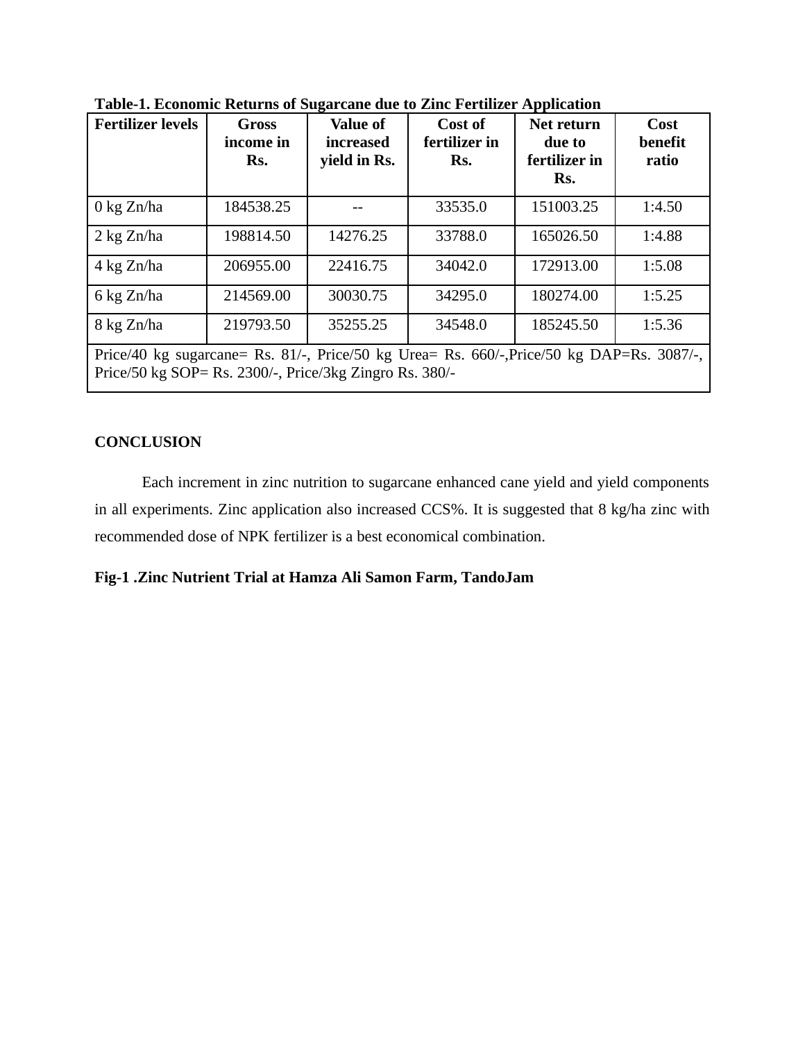**Table-1. Economic Returns of Sugarcane due to Zinc Fertilizer Application**

| Fertilizer levels | Gross income in Rs. | Value of increased yield in Rs. | Cost of fertilizer in Rs. | Net return due to fertilizer in Rs. | Cost benefit ratio |
|---|---|---|---|---|---|
| 0 kg Zn/ha | 184538.25 | -- | 33535.0 | 151003.25 | 1:4.50 |
| 2 kg Zn/ha | 198814.50 | 14276.25 | 33788.0 | 165026.50 | 1:4.88 |
| 4 kg Zn/ha | 206955.00 | 22416.75 | 34042.0 | 172913.00 | 1:5.08 |
| 6 kg Zn/ha | 214569.00 | 30030.75 | 34295.0 | 180274.00 | 1:5.25 |
| 8 kg Zn/ha | 219793.50 | 35255.25 | 34548.0 | 185245.50 | 1:5.36 |
| Price/40 kg sugarcane= Rs. 81/-, Price/50 kg Urea= Rs. 660/-,Price/50 kg DAP=Rs. 3087/-, Price/50 kg SOP= Rs. 2300/-, Price/3kg Zingro Rs. 380/- | | | | | |

## CONCLUSION

Each increment in zinc nutrition to sugarcane enhanced cane yield and yield components in all experiments. Zinc application also increased CCS%. It is suggested that 8 kg/ha zinc with recommended dose of NPK fertilizer is a best economical combination.

**Fig-1 .Zinc Nutrient Trial at Hamza Ali Samon Farm, TandoJam**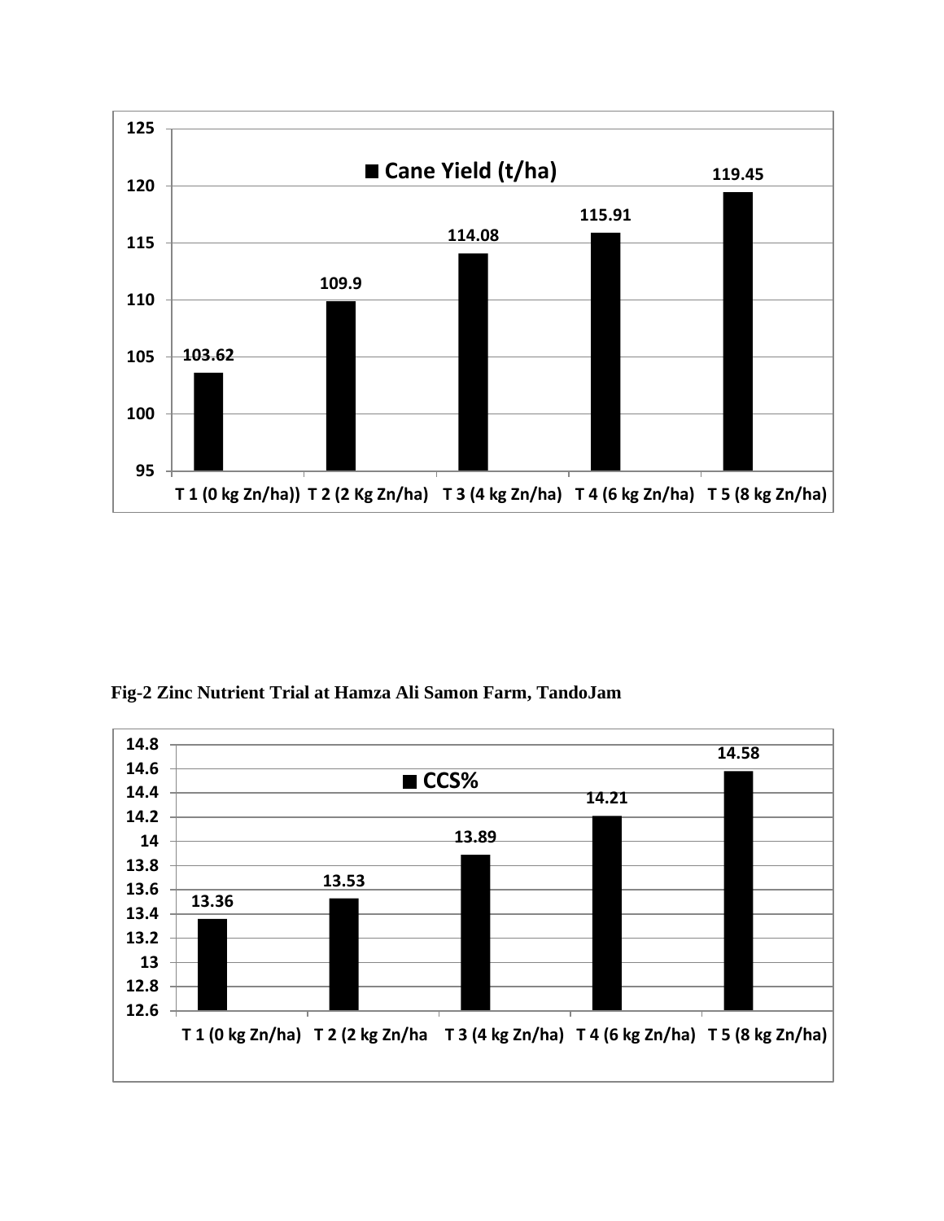| Treatment | Cane Yield (t/ha) |
| --- | --- |
| T 1 (0 kg Zn/ha)) | 103.62 |
| T 2 (2 Kg Zn/ha) | 109.9 |
| T 3 (4 kg Zn/ha) | 114.08 |
| T 4 (6 kg Zn/ha) | 115.91 |
| T 5 (8 kg Zn/ha) | 119.45 |

**Fig-2 Zinc Nutrient Trial at Hamza Ali Samon Farm, TandoJam**

| Treatment | CCS% |
| --- | --- |
| T 1 (0 kg Zn/ha) | 13.36 |
| T 2 (2 kg Zn/ha | 13.53 |
| T 3 (4 kg Zn/ha) | 13.89 |
| T 4 (6 kg Zn/ha) | 14.21 |
| T 5 (8 kg Zn/ha) | 14.58 |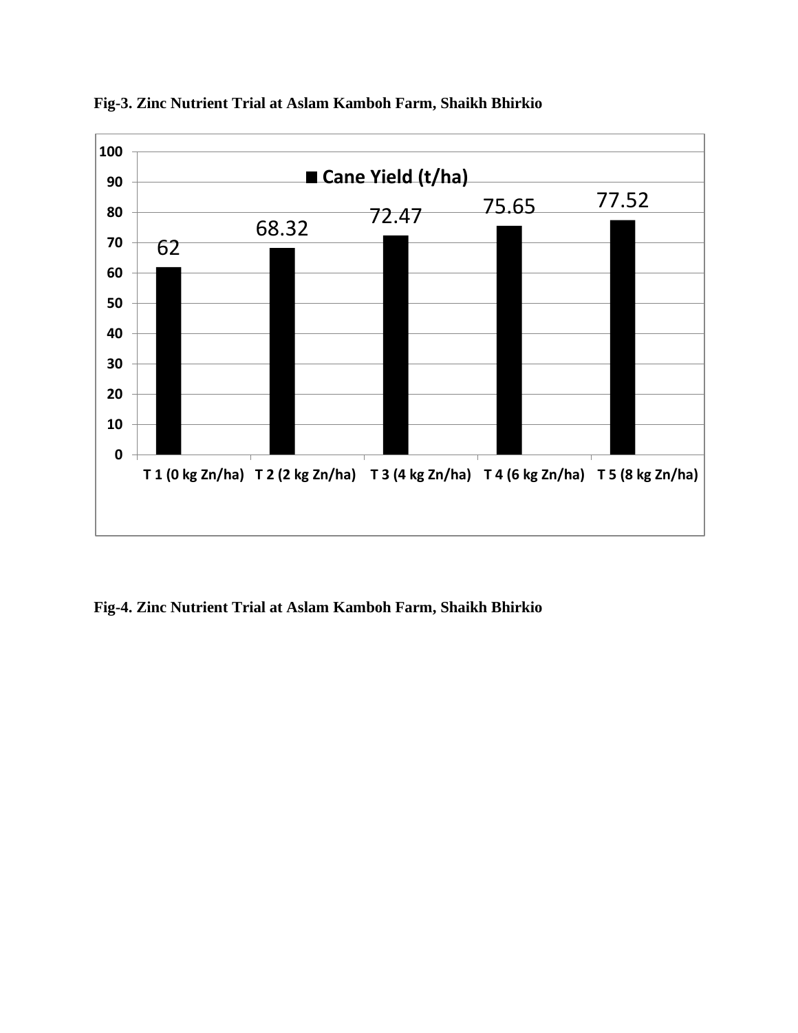**Fig-3. Zinc Nutrient Trial at Aslam Kamboh Farm, Shaikh Bhirkio**

| Treatment | Cane Yield (t/ha) |
|---|---|
| T 1 (0 kg Zn/ha) | 62 |
| T 2 (2 kg Zn/ha) | 68.32 |
| T 3 (4 kg Zn/ha) | 72.47 |
| T 4 (6 kg Zn/ha) | 75.65 |
| T 5 (8 kg Zn/ha) | 77.52 |

**Fig-4. Zinc Nutrient Trial at Aslam Kamboh Farm, Shaikh Bhirkio**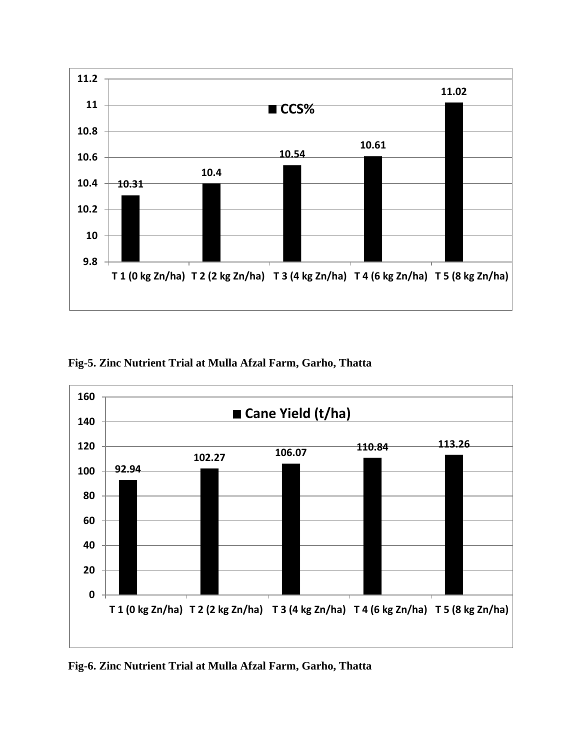| Treatment | CCS% |
|---|---|
| T 1 (0 kg Zn/ha) | 10.31 |
| T 2 (2 kg Zn/ha) | 10.4 |
| T 3 (4 kg Zn/ha) | 10.54 |
| T 4 (6 kg Zn/ha) | 10.61 |
| T 5 (8 kg Zn/ha) | 11.02 |

**Fig-5. Zinc Nutrient Trial at Mulla Afzal Farm, Garho, Thatta**

| Treatment | Cane Yield (t/ha) |
|---|---|
| T 1 (0 kg Zn/ha) | 92.94 |
| T 2 (2 kg Zn/ha) | 102.27 |
| T 3 (4 kg Zn/ha) | 106.07 |
| T 4 (6 kg Zn/ha) | 110.84 |
| T 5 (8 kg Zn/ha) | 113.26 |

**Fig-6. Zinc Nutrient Trial at Mulla Afzal Farm, Garho, Thatta**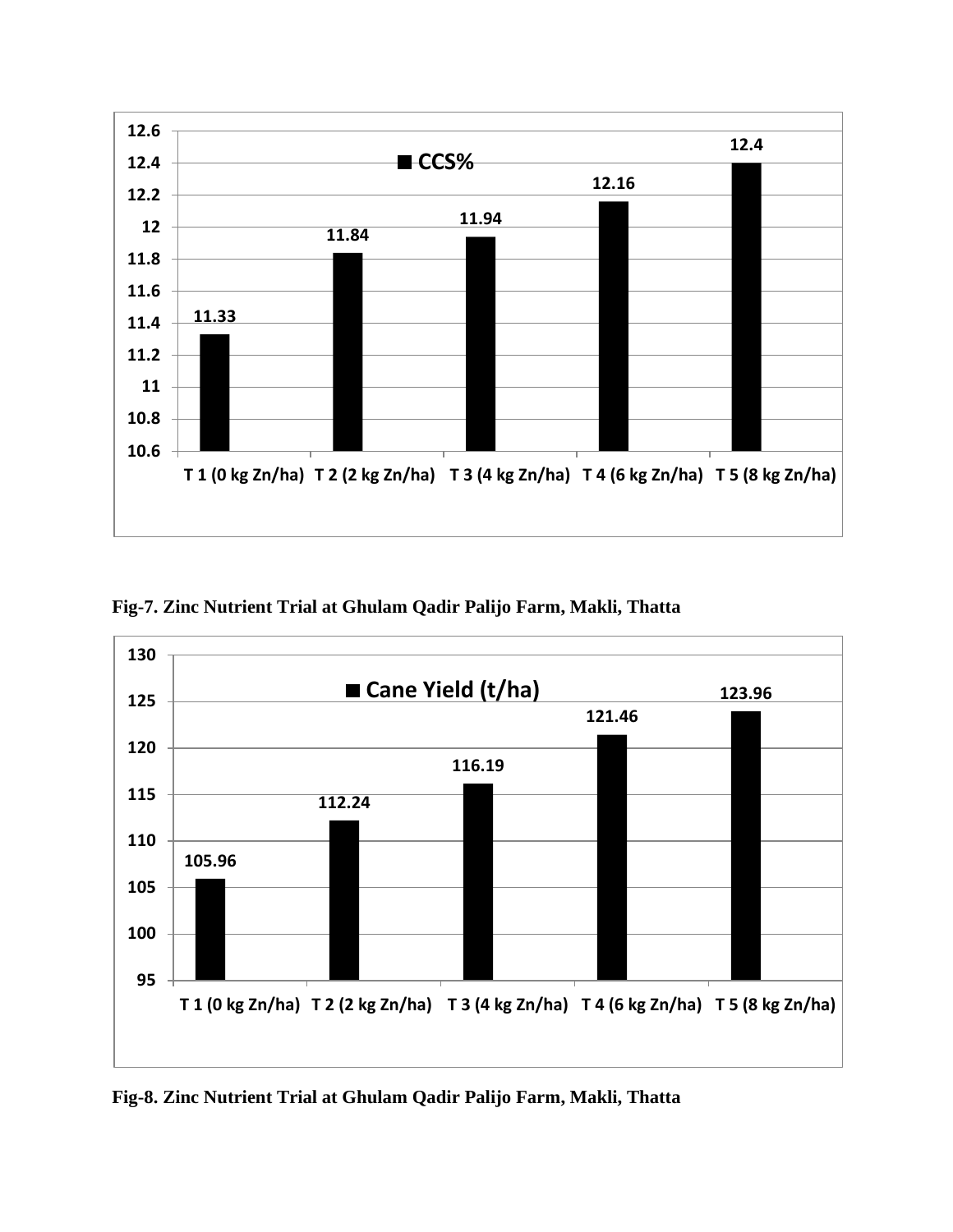| Treatment | CCS% |
|---|---|
| T 1 (0 kg Zn/ha) | 11.33 |
| T 2 (2 kg Zn/ha) | 11.84 |
| T 3 (4 kg Zn/ha) | 11.94 |
| T 4 (6 kg Zn/ha) | 12.16 |
| T 5 (8 kg Zn/ha) | 12.4 |

**Fig-7. Zinc Nutrient Trial at Ghulam Qadir Palijo Farm, Makli, Thatta**

| Treatment | Cane Yield (t/ha) |
|---|---|
| T 1 (0 kg Zn/ha) | 105.96 |
| T 2 (2 kg Zn/ha) | 112.24 |
| T 3 (4 kg Zn/ha) | 116.19 |
| T 4 (6 kg Zn/ha) | 121.46 |
| T 5 (8 kg Zn/ha) | 123.96 |

**Fig-8. Zinc Nutrient Trial at Ghulam Qadir Palijo Farm, Makli, Thatta**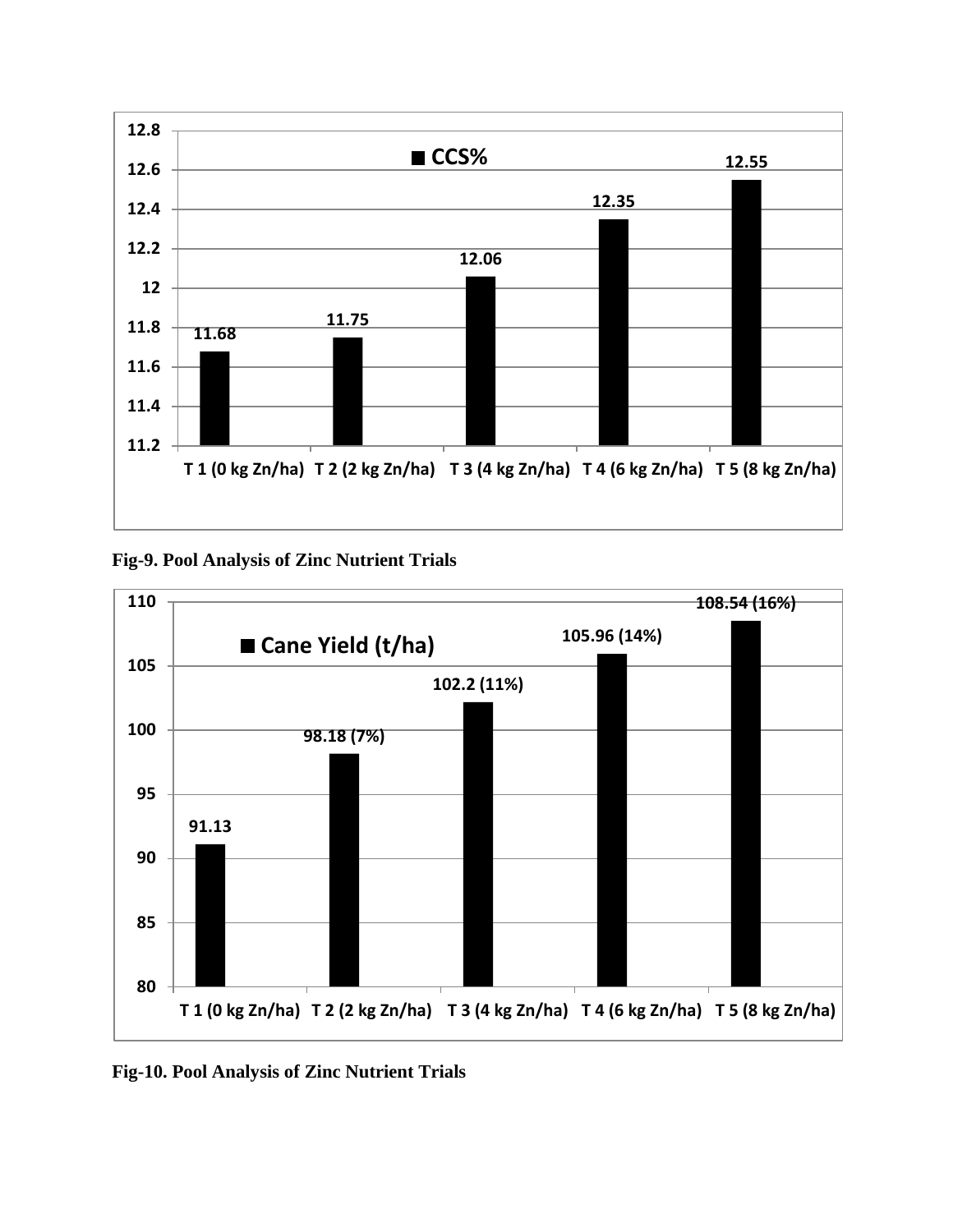| | CCS% |
|---|---|
| T 1 (0 kg Zn/ha) | 11.68 |
| T 2 (2 kg Zn/ha) | 11.75 |
| T 3 (4 kg Zn/ha) | 12.06 |
| T 4 (6 kg Zn/ha) | 12.35 |
| T 5 (8 kg Zn/ha) | 12.55 |

**Fig-9. Pool Analysis of Zinc Nutrient Trials**

| | Cane Yield (t/ha) |
|---|---|
| T 1 (0 kg Zn/ha) | 91.13 |
| T 2 (2 kg Zn/ha) | 98.18 (7%) |
| T 3 (4 kg Zn/ha) | 102.2 (11%) |
| T 4 (6 kg Zn/ha) | 105.96 (14%) |
| T 5 (8 kg Zn/ha) | 108.54 (16%) |

**Fig-10. Pool Analysis of Zinc Nutrient Trials**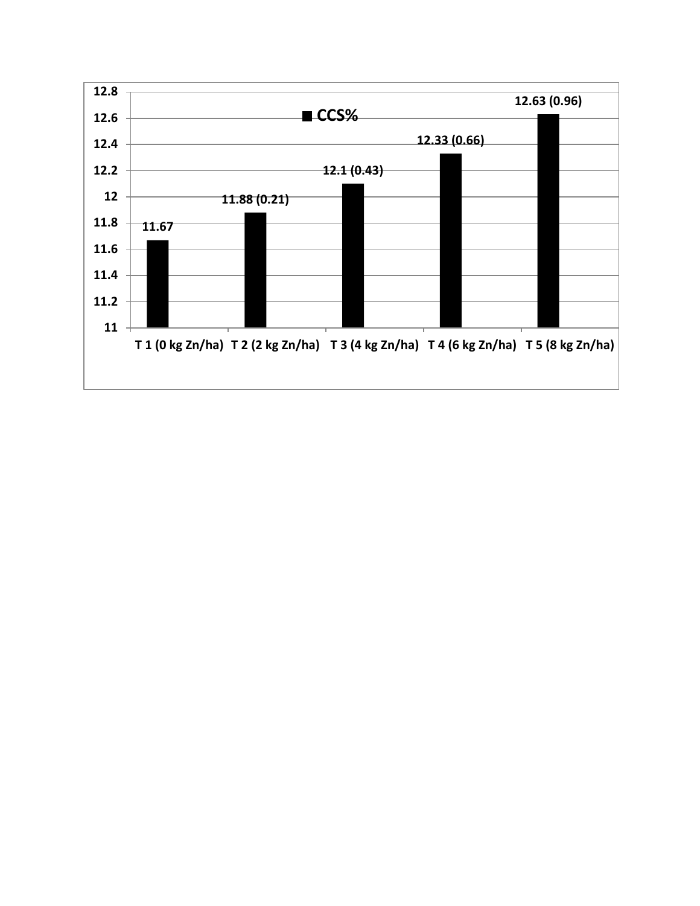12.8
12.6
12.4
12.2
12
11.8
11.6
11.4
11.2
11

CCS%

11.67
11.88 (0.21)
12.1 (0.43)
12.33 (0.66)
12.63 (0.96)

T 1 (0 kg Zn/ha)
T 2 (2 kg Zn/ha)
T 3 (4 kg Zn/ha)
T 4 (6 kg Zn/ha)
T 5 (8 kg Zn/ha)